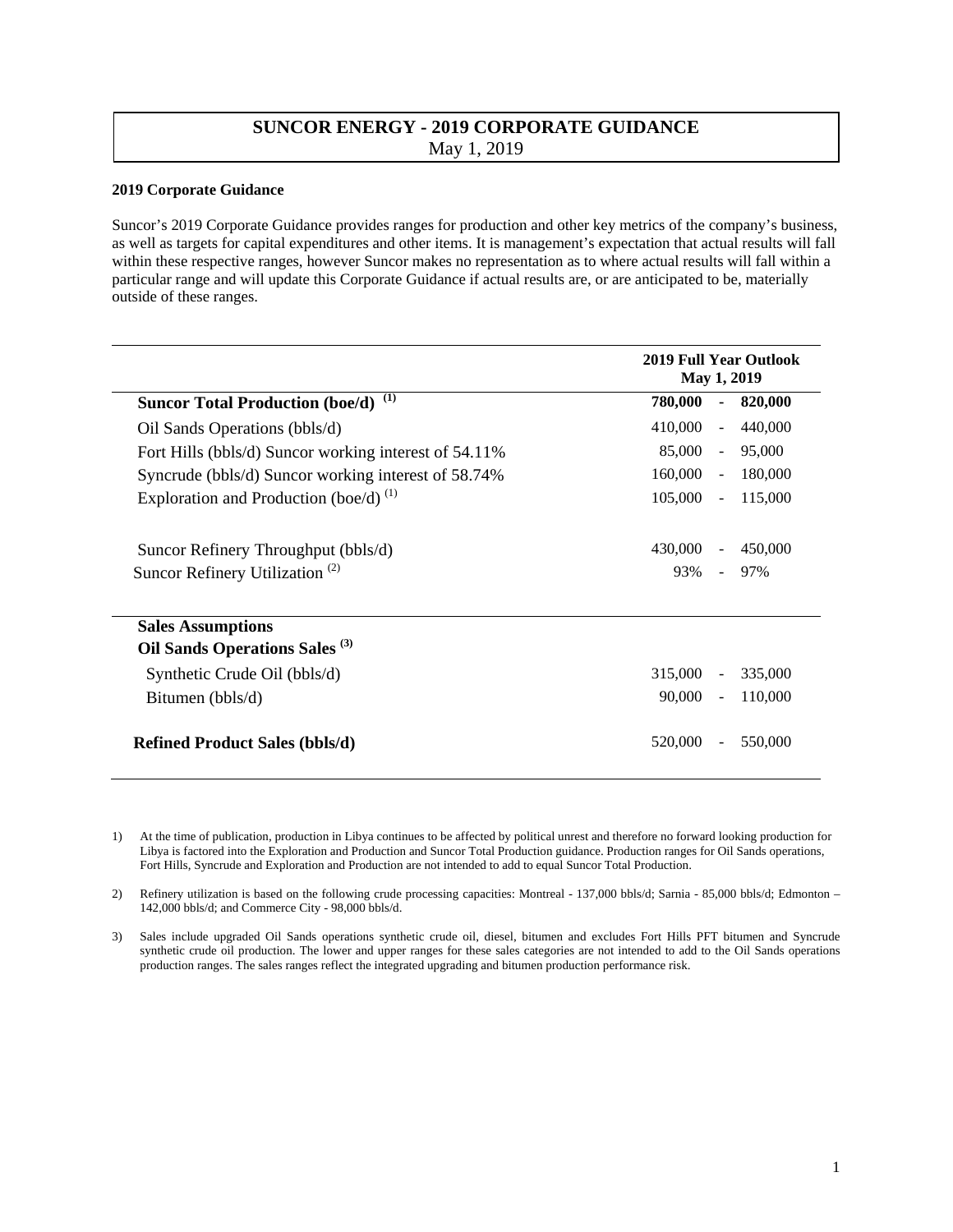# SUNCOR ENERGY - 2019 CORPORATE GUIDANCE

May 1, 2019

**2019 Corporate Guidance**

Suncor's 2019 Corporate Guidance provides ranges for production and other key metrics of the company's business, as well as targets for capital expenditures and other items. It is management's expectation that actual results will fall within these respective ranges, however Suncor makes no representation as to where actual results will fall within a particular range and will update this Corporate Guidance if actual results are, or are anticipated to be, materially outside of these ranges.

| | **2019 Full Year Outlook May 1, 2019** |
|---|---|
| **Suncor Total Production (boe/d)** [(1)] | **780,000 - 820,000** |
| Oil Sands Operations (bbls/d) | 410,000 - 440,000 |
| Fort Hills (bbls/d) Suncor working interest of 54.11% | 85,000 - 95,000 |
| Syncrude (bbls/d) Suncor working interest of 58.74% | 160,000 - 180,000 |
| Exploration and Production (boe/d) [(1)] | 105,000 - 115,000 |
| | |
| Suncor Refinery Throughput (bbls/d) | 430,000 - 450,000 |
| Suncor Refinery Utilization [(2)] | 93% - 97% |
| | |
| **Sales Assumptions** | |
| **Oil Sands Operations Sales** [(3)] | |
| Synthetic Crude Oil (bbls/d) | 315,000 - 335,000 |
| Bitumen (bbls/d) | 90,000 - 110,000 |
| | |
| **Refined Product Sales (bbls/d)** | 520,000 - 550,000 |

1) At the time of publication, production in Libya continues to be affected by political unrest and therefore no forward looking production for Libya is factored into the Exploration and Production and Suncor Total Production guidance. Production ranges for Oil Sands operations, Fort Hills, Syncrude and Exploration and Production are not intended to add to equal Suncor Total Production.

2) Refinery utilization is based on the following crude processing capacities: Montreal - 137,000 bbls/d; Sarnia - 85,000 bbls/d; Edmonton – 142,000 bbls/d; and Commerce City - 98,000 bbls/d.

3) Sales include upgraded Oil Sands operations synthetic crude oil, diesel, bitumen and excludes Fort Hills PFT bitumen and Syncrude synthetic crude oil production. The lower and upper ranges for these sales categories are not intended to add to the Oil Sands operations production ranges. The sales ranges reflect the integrated upgrading and bitumen production performance risk.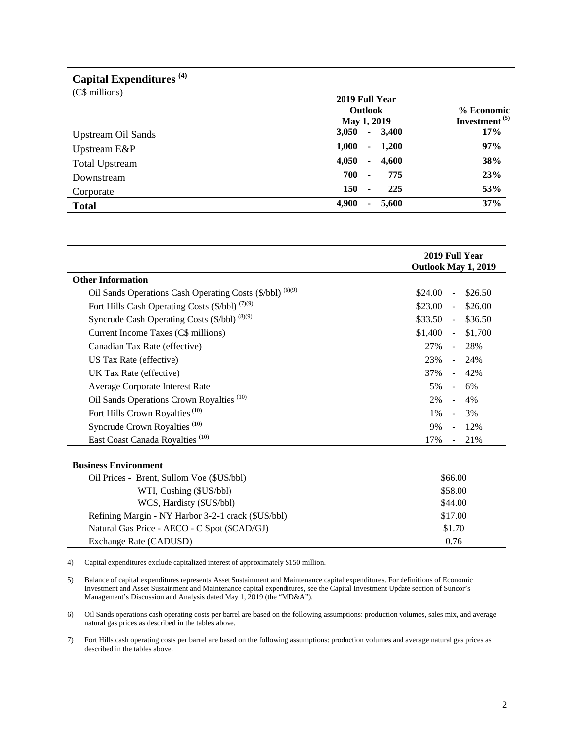## Capital Expenditures [4]

(C$ millions)

| | 2019 Full Year Outlook May 1, 2019 | % Economic Investment [5] |
|---|---|---|
| Upstream Oil Sands | 3,050 - 3,400 | 17% |
| Upstream E&P | 1,000 - 1,200 | 97% |
| Total Upstream | 4,050 - 4,600 | 38% |
| Downstream | 700 - 775 | 23% |
| Corporate | 150 - 225 | 53% |
| **Total** | **4,900 - 5,600** | **37%** |

| | 2019 Full Year Outlook May 1, 2019 |
|---|---|
| **Other Information** | |
| Oil Sands Operations Cash Operating Costs ($/bbl) [6][9] | $24.00 - $26.50 |
| Fort Hills Cash Operating Costs ($/bbl) [7][9] | $23.00 - $26.00 |
| Syncrude Cash Operating Costs ($/bbl) [8][9] | $33.50 - $36.50 |
| Current Income Taxes (C$ millions) | $1,400 - $1,700 |
| Canadian Tax Rate (effective) | 27% - 28% |
| US Tax Rate (effective) | 23% - 24% |
| UK Tax Rate (effective) | 37% - 42% |
| Average Corporate Interest Rate | 5% - 6% |
| Oil Sands Operations Crown Royalties [10] | 2% - 4% |
| Fort Hills Crown Royalties [10] | 1% - 3% |
| Syncrude Crown Royalties [10] | 9% - 12% |
| East Coast Canada Royalties [10] | 17% - 21% |
| **Business Environment** | |
| Oil Prices - Brent, Sullom Voe ($US/bbl) | $66.00 |
| WTI, Cushing ($US/bbl) | $58.00 |
| WCS, Hardisty ($US/bbl) | $44.00 |
| Refining Margin - NY Harbor 3-2-1 crack ($US/bbl) | $17.00 |
| Natural Gas Price - AECO - C Spot ($CAD/GJ) | $1.70 |
| Exchange Rate (CADUSD) | 0.76 |

4) Capital expenditures exclude capitalized interest of approximately $150 million.

5) Balance of capital expenditures represents Asset Sustainment and Maintenance capital expenditures. For definitions of Economic Investment and Asset Sustainment and Maintenance capital expenditures, see the Capital Investment Update section of Suncor's Management's Discussion and Analysis dated May 1, 2019 (the "MD&A").

6) Oil Sands operations cash operating costs per barrel are based on the following assumptions: production volumes, sales mix, and average natural gas prices as described in the tables above.

7) Fort Hills cash operating costs per barrel are based on the following assumptions: production volumes and average natural gas prices as described in the tables above.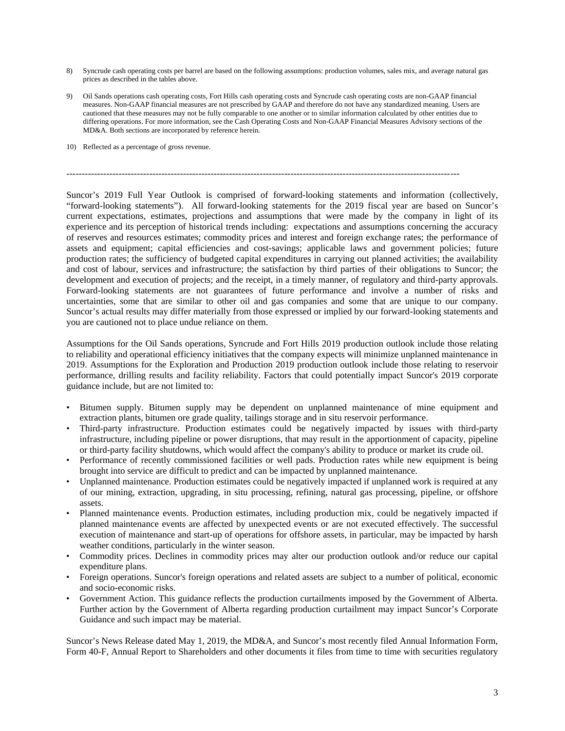8) Syncrude cash operating costs per barrel are based on the following assumptions: production volumes, sales mix, and average natural gas prices as described in the tables above.

9) Oil Sands operations cash operating costs, Fort Hills cash operating costs and Syncrude cash operating costs are non-GAAP financial measures. Non-GAAP financial measures are not prescribed by GAAP and therefore do not have any standardized meaning. Users are cautioned that these measures may not be fully comparable to one another or to similar information calculated by other entities due to differing operations. For more information, see the Cash Operating Costs and Non-GAAP Financial Measures Advisory sections of the MD&A. Both sections are incorporated by reference herein.

10) Reflected as a percentage of gross revenue.

--------------------------------------------------------------------------------------------------------------------------------

Suncor's 2019 Full Year Outlook is comprised of forward-looking statements and information (collectively, "forward-looking statements"). All forward-looking statements for the 2019 fiscal year are based on Suncor's current expectations, estimates, projections and assumptions that were made by the company in light of its experience and its perception of historical trends including: expectations and assumptions concerning the accuracy of reserves and resources estimates; commodity prices and interest and foreign exchange rates; the performance of assets and equipment; capital efficiencies and cost-savings; applicable laws and government policies; future production rates; the sufficiency of budgeted capital expenditures in carrying out planned activities; the availability and cost of labour, services and infrastructure; the satisfaction by third parties of their obligations to Suncor; the development and execution of projects; and the receipt, in a timely manner, of regulatory and third-party approvals. Forward-looking statements are not guarantees of future performance and involve a number of risks and uncertainties, some that are similar to other oil and gas companies and some that are unique to our company. Suncor's actual results may differ materially from those expressed or implied by our forward-looking statements and you are cautioned not to place undue reliance on them.

Assumptions for the Oil Sands operations, Syncrude and Fort Hills 2019 production outlook include those relating to reliability and operational efficiency initiatives that the company expects will minimize unplanned maintenance in 2019. Assumptions for the Exploration and Production 2019 production outlook include those relating to reservoir performance, drilling results and facility reliability. Factors that could potentially impact Suncor's 2019 corporate guidance include, but are not limited to:

- Bitumen supply. Bitumen supply may be dependent on unplanned maintenance of mine equipment and extraction plants, bitumen ore grade quality, tailings storage and in situ reservoir performance.
- Third-party infrastructure. Production estimates could be negatively impacted by issues with third-party infrastructure, including pipeline or power disruptions, that may result in the apportionment of capacity, pipeline or third-party facility shutdowns, which would affect the company's ability to produce or market its crude oil.
- Performance of recently commissioned facilities or well pads. Production rates while new equipment is being brought into service are difficult to predict and can be impacted by unplanned maintenance.
- Unplanned maintenance. Production estimates could be negatively impacted if unplanned work is required at any of our mining, extraction, upgrading, in situ processing, refining, natural gas processing, pipeline, or offshore assets.
- Planned maintenance events. Production estimates, including production mix, could be negatively impacted if planned maintenance events are affected by unexpected events or are not executed effectively. The successful execution of maintenance and start-up of operations for offshore assets, in particular, may be impacted by harsh weather conditions, particularly in the winter season.
- Commodity prices. Declines in commodity prices may alter our production outlook and/or reduce our capital expenditure plans.
- Foreign operations. Suncor's foreign operations and related assets are subject to a number of political, economic and socio-economic risks.
- Government Action. This guidance reflects the production curtailments imposed by the Government of Alberta. Further action by the Government of Alberta regarding production curtailment may impact Suncor's Corporate Guidance and such impact may be material.

Suncor's News Release dated May 1, 2019, the MD&A, and Suncor's most recently filed Annual Information Form, Form 40-F, Annual Report to Shareholders and other documents it files from time to time with securities regulatory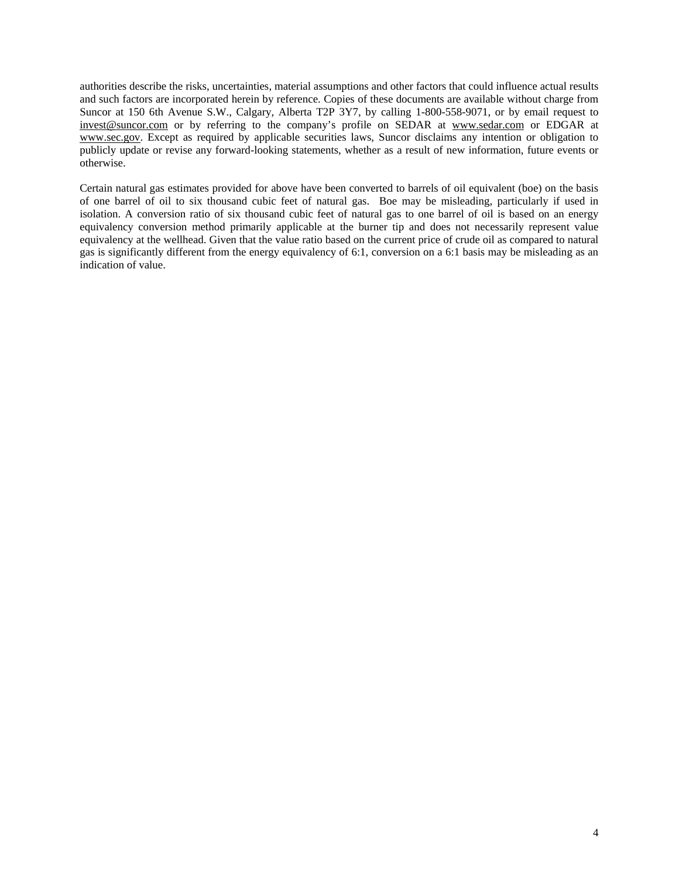authorities describe the risks, uncertainties, material assumptions and other factors that could influence actual results and such factors are incorporated herein by reference. Copies of these documents are available without charge from Suncor at 150 6th Avenue S.W., Calgary, Alberta T2P 3Y7, by calling 1-800-558-9071, or by email request to invest@suncor.com or by referring to the company's profile on SEDAR at www.sedar.com or EDGAR at www.sec.gov. Except as required by applicable securities laws, Suncor disclaims any intention or obligation to publicly update or revise any forward-looking statements, whether as a result of new information, future events or otherwise.

Certain natural gas estimates provided for above have been converted to barrels of oil equivalent (boe) on the basis of one barrel of oil to six thousand cubic feet of natural gas. Boe may be misleading, particularly if used in isolation. A conversion ratio of six thousand cubic feet of natural gas to one barrel of oil is based on an energy equivalency conversion method primarily applicable at the burner tip and does not necessarily represent value equivalency at the wellhead. Given that the value ratio based on the current price of crude oil as compared to natural gas is significantly different from the energy equivalency of 6:1, conversion on a 6:1 basis may be misleading as an indication of value.